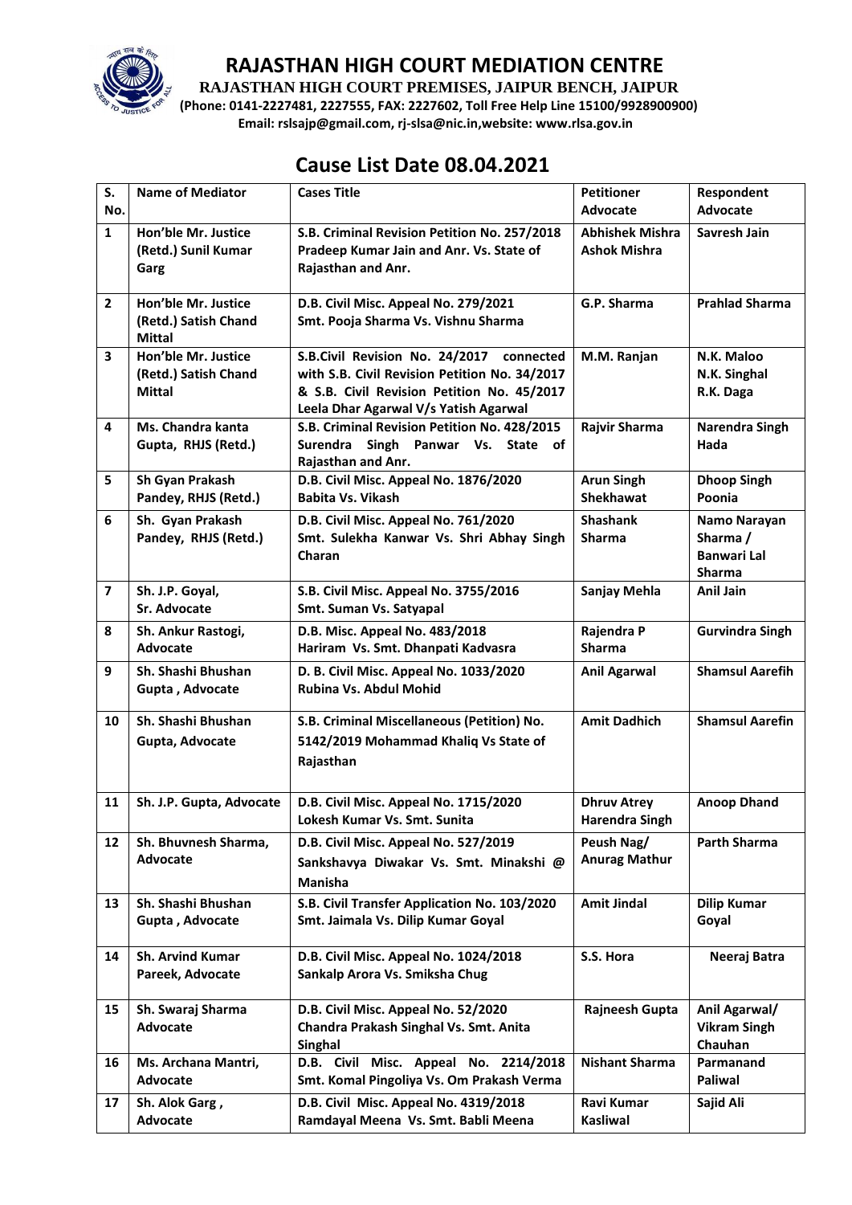# RAJASTHAN HIGH COURT MEDIATION CENTRE

**RAJASTHAN HIGH COURT PREMISES, JAIPUR BENCH, JAIPUR**

**(Phone: 0141-2227481, 2227555, FAX: 2227602, Toll Free Help Line 15100/9928900900)**

**Email: rslsajp@gmail.com, rj-slsa@nic.in,website: www.rlsa.gov.in**

## Cause List Date 08.04.2021

| S. No. | Name of Mediator | Cases Title | Petitioner Advocate | Respondent Advocate |
|---|---|---|---|---|
| 1 | Hon'ble Mr. Justice (Retd.) Sunil Kumar Garg | S.B. Criminal Revision Petition No. 257/2018 Pradeep Kumar Jain and Anr. Vs. State of Rajasthan and Anr. | Abhishek Mishra Ashok Mishra | Savresh Jain |
| 2 | Hon'ble Mr. Justice (Retd.) Satish Chand Mittal | D.B. Civil Misc. Appeal No. 279/2021 Smt. Pooja Sharma Vs. Vishnu Sharma | G.P. Sharma | Prahlad Sharma |
| 3 | Hon'ble Mr. Justice (Retd.) Satish Chand Mittal | S.B.Civil Revision No. 24/2017 connected with S.B. Civil Revision Petition No. 34/2017 & S.B. Civil Revision Petition No. 45/2017 Leela Dhar Agarwal V/s Yatish Agarwal | M.M. Ranjan | N.K. Maloo N.K. Singhal R.K. Daga |
| 4 | Ms. Chandra kanta Gupta, RHJS (Retd.) | S.B. Criminal Revision Petition No. 428/2015 Surendra Singh Panwar Vs. State of Rajasthan and Anr. | Rajvir Sharma | Narendra Singh Hada |
| 5 | Sh Gyan Prakash Pandey, RHJS (Retd.) | D.B. Civil Misc. Appeal No. 1876/2020 Babita Vs. Vikash | Arun Singh Shekhawat | Dhoop Singh Poonia |
| 6 | Sh. Gyan Prakash Pandey, RHJS (Retd.) | D.B. Civil Misc. Appeal No. 761/2020 Smt. Sulekha Kanwar Vs. Shri Abhay Singh Charan | Shashank Sharma | Namo Narayan Sharma / Banwari Lal Sharma |
| 7 | Sh. J.P. Goyal, Sr. Advocate | S.B. Civil Misc. Appeal No. 3755/2016 Smt. Suman Vs. Satyapal | Sanjay Mehla | Anil Jain |
| 8 | Sh. Ankur Rastogi, Advocate | D.B. Misc. Appeal No. 483/2018 Hariram Vs. Smt. Dhanpati Kadvasra | Rajendra P Sharma | Gurvindra Singh |
| 9 | Sh. Shashi Bhushan Gupta , Advocate | D. B. Civil Misc. Appeal No. 1033/2020 Rubina Vs. Abdul Mohid | Anil Agarwal | Shamsul Aarefih |
| 10 | Sh. Shashi Bhushan Gupta, Advocate | S.B. Criminal Miscellaneous (Petition) No. 5142/2019 Mohammad Khaliq Vs State of Rajasthan | Amit Dadhich | Shamsul Aarefin |
| 11 | Sh. J.P. Gupta, Advocate | D.B. Civil Misc. Appeal No. 1715/2020 Lokesh Kumar Vs. Smt. Sunita | Dhruv Atrey Harendra Singh | Anoop Dhand |
| 12 | Sh. Bhuvnesh Sharma, Advocate | D.B. Civil Misc. Appeal No. 527/2019 Sankshavya Diwakar Vs. Smt. Minakshi @ Manisha | Peush Nag/ Anurag Mathur | Parth Sharma |
| 13 | Sh. Shashi Bhushan Gupta , Advocate | S.B. Civil Transfer Application No. 103/2020 Smt. Jaimala Vs. Dilip Kumar Goyal | Amit Jindal | Dilip Kumar Goyal |
| 14 | Sh. Arvind Kumar Pareek, Advocate | D.B. Civil Misc. Appeal No. 1024/2018 Sankalp Arora Vs. Smiksha Chug | S.S. Hora | Neeraj Batra |
| 15 | Sh. Swaraj Sharma Advocate | D.B. Civil Misc. Appeal No. 52/2020 Chandra Prakash Singhal Vs. Smt. Anita Singhal | Rajneesh Gupta | Anil Agarwal/ Vikram Singh Chauhan |
| 16 | Ms. Archana Mantri, Advocate | D.B. Civil Misc. Appeal No. 2214/2018 Smt. Komal Pingoliya Vs. Om Prakash Verma | Nishant Sharma | Parmanand Paliwal |
| 17 | Sh. Alok Garg , Advocate | D.B. Civil Misc. Appeal No. 4319/2018 Ramdayal Meena Vs. Smt. Babli Meena | Ravi Kumar Kasliwal | Sajid Ali |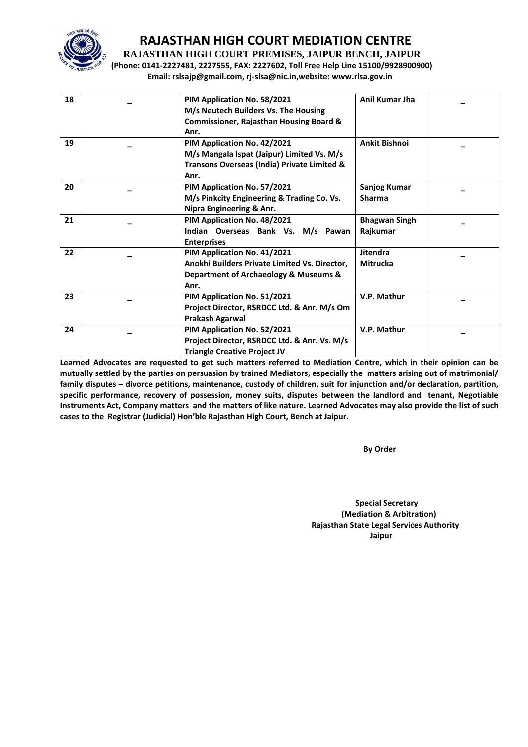# RAJASTHAN HIGH COURT MEDIATION CENTRE

**RAJASTHAN HIGH COURT PREMISES, JAIPUR BENCH, JAIPUR**

**(Phone: 0141-2227481, 2227555, FAX: 2227602, Toll Free Help Line 15100/9928900900)**

**Email: rslsajp@gmail.com, rj-slsa@nic.in,website: www.rlsa.gov.in**

| | | | | |
|---|---|---|---|---|
| **18** | – | **PIM Application No. 58/2021 M/s Neutech Builders Vs. The Housing Commissioner, Rajasthan Housing Board & Anr.** | **Anil Kumar Jha** | – |
| **19** | – | **PIM Application No. 42/2021 M/s Mangala Ispat (Jaipur) Limited Vs. M/s Transons Overseas (India) Private Limited & Anr.** | **Ankit Bishnoi** | – |
| **20** | – | **PIM Application No. 57/2021 M/s Pinkcity Engineering & Trading Co. Vs. Nipra Engineering & Anr.** | **Sanjog Kumar Sharma** | – |
| **21** | – | **PIM Application No. 48/2021 Indian Overseas Bank Vs. M/s Pawan Enterprises** | **Bhagwan Singh Rajkumar** | – |
| **22** | – | **PIM Application No. 41/2021 Anokhi Builders Private Limited Vs. Director, Department of Archaeology & Museums & Anr.** | **Jitendra Mitrucka** | – |
| **23** | – | **PIM Application No. 51/2021 Project Director, RSRDCC Ltd. & Anr. M/s Om Prakash Agarwal** | **V.P. Mathur** | – |
| **24** | – | **PIM Application No. 52/2021 Project Director, RSRDCC Ltd. & Anr. Vs. M/s Triangle Creative Project JV** | **V.P. Mathur** | – |

**Learned Advocates are requested to get such matters referred to Mediation Centre, which in their opinion can be mutually settled by the parties on persuasion by trained Mediators, especially the matters arising out of matrimonial/ family disputes – divorce petitions, maintenance, custody of children, suit for injunction and/or declaration, partition, specific performance, recovery of possession, money suits, disputes between the landlord and tenant, Negotiable Instruments Act, Company matters and the matters of like nature. Learned Advocates may also provide the list of such cases to the Registrar (Judicial) Hon'ble Rajasthan High Court, Bench at Jaipur.**

**By Order**

**Special Secretary**
**(Mediation & Arbitration)**
**Rajasthan State Legal Services Authority**
**Jaipur**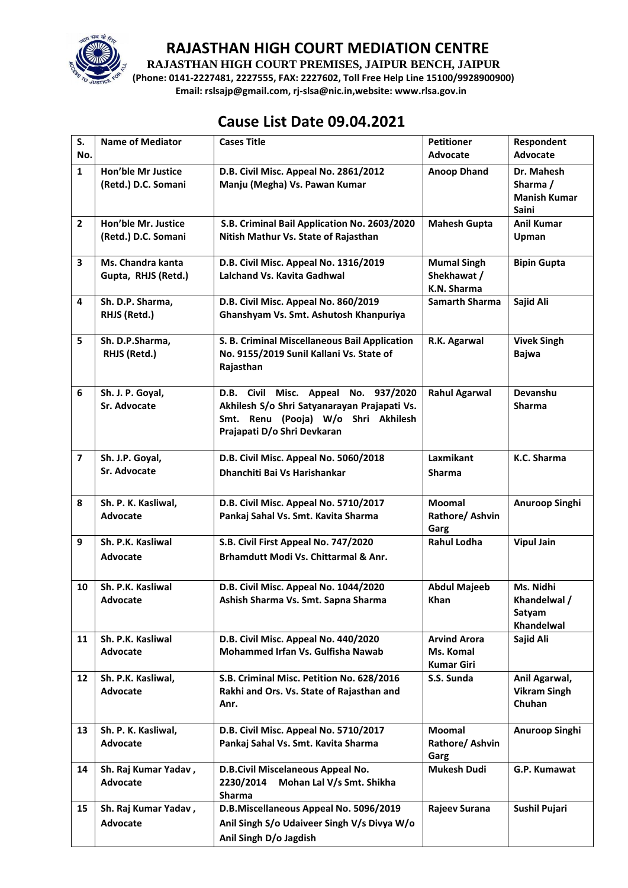# RAJASTHAN HIGH COURT MEDIATION CENTRE

**RAJASTHAN HIGH COURT PREMISES, JAIPUR BENCH, JAIPUR**

**(Phone: 0141-2227481, 2227555, FAX: 2227602, Toll Free Help Line 15100/9928900900)**

**Email: rslsajp@gmail.com, rj-slsa@nic.in,website: www.rlsa.gov.in**

## Cause List Date 09.04.2021

| S. No. | Name of Mediator | Cases Title | Petitioner Advocate | Respondent Advocate |
|---|---|---|---|---|
| 1 | Hon'ble Mr Justice (Retd.) D.C. Somani | D.B. Civil Misc. Appeal No. 2861/2012 Manju (Megha) Vs. Pawan Kumar | Anoop Dhand | Dr. Mahesh Sharma / Manish Kumar Saini |
| 2 | Hon'ble Mr. Justice (Retd.) D.C. Somani | S.B. Criminal Bail Application No. 2603/2020 Nitish Mathur Vs. State of Rajasthan | Mahesh Gupta | Anil Kumar Upman |
| 3 | Ms. Chandra kanta Gupta, RHJS (Retd.) | D.B. Civil Misc. Appeal No. 1316/2019 Lalchand Vs. Kavita Gadhwal | Mumal Singh Shekhawat / K.N. Sharma | Bipin Gupta |
| 4 | Sh. D.P. Sharma, RHJS (Retd.) | D.B. Civil Misc. Appeal No. 860/2019 Ghanshyam Vs. Smt. Ashutosh Khanpuriya | Samarth Sharma | Sajid Ali |
| 5 | Sh. D.P.Sharma, RHJS (Retd.) | S. B. Criminal Miscellaneous Bail Application No. 9155/2019 Sunil Kallani Vs. State of Rajasthan | R.K. Agarwal | Vivek Singh Bajwa |
| 6 | Sh. J. P. Goyal, Sr. Advocate | D.B. Civil Misc. Appeal No. 937/2020 Akhilesh S/o Shri Satyanarayan Prajapati Vs. Smt. Renu (Pooja) W/o Shri Akhilesh Prajapati D/o Shri Devkaran | Rahul Agarwal | Devanshu Sharma |
| 7 | Sh. J.P. Goyal, Sr. Advocate | D.B. Civil Misc. Appeal No. 5060/2018 Dhanchiti Bai Vs Harishankar | Laxmikant Sharma | K.C. Sharma |
| 8 | Sh. P. K. Kasliwal, Advocate | D.B. Civil Misc. Appeal No. 5710/2017 Pankaj Sahal Vs. Smt. Kavita Sharma | Moomal Rathore/ Ashvin Garg | Anuroop Singhi |
| 9 | Sh. P.K. Kasliwal Advocate | S.B. Civil First Appeal No. 747/2020 Brhamdutt Modi Vs. Chittarmal & Anr. | Rahul Lodha | Vipul Jain |
| 10 | Sh. P.K. Kasliwal Advocate | D.B. Civil Misc. Appeal No. 1044/2020 Ashish Sharma Vs. Smt. Sapna Sharma | Abdul Majeeb Khan | Ms. Nidhi Khandelwal / Satyam Khandelwal |
| 11 | Sh. P.K. Kasliwal Advocate | D.B. Civil Misc. Appeal No. 440/2020 Mohammed Irfan Vs. Gulfisha Nawab | Arvind Arora Ms. Komal Kumar Giri | Sajid Ali |
| 12 | Sh. P.K. Kasliwal, Advocate | S.B. Criminal Misc. Petition No. 628/2016 Rakhi and Ors. Vs. State of Rajasthan and Anr. | S.S. Sunda | Anil Agarwal, Vikram Singh Chuhan |
| 13 | Sh. P. K. Kasliwal, Advocate | D.B. Civil Misc. Appeal No. 5710/2017 Pankaj Sahal Vs. Smt. Kavita Sharma | Moomal Rathore/ Ashvin Garg | Anuroop Singhi |
| 14 | Sh. Raj Kumar Yadav , Advocate | D.B.Civil Miscelaneous Appeal No. 2230/2014 Mohan Lal V/s Smt. Shikha Sharma | Mukesh Dudi | G.P. Kumawat |
| 15 | Sh. Raj Kumar Yadav , Advocate | D.B.Miscellaneous Appeal No. 5096/2019 Anil Singh S/o Udaiveer Singh V/s Divya W/o Anil Singh D/o Jagdish | Rajeev Surana | Sushil Pujari |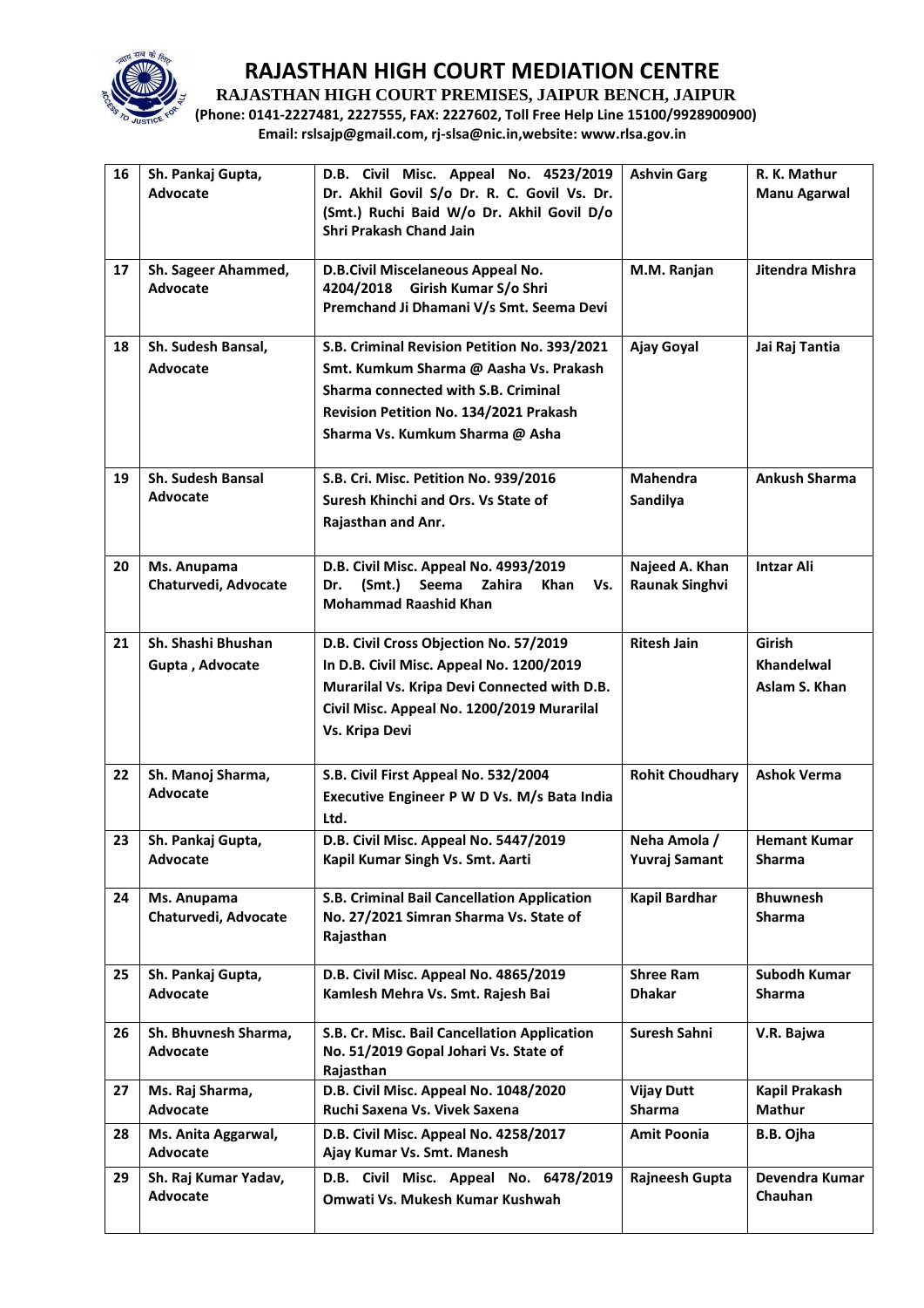# RAJASTHAN HIGH COURT MEDIATION CENTRE

**RAJASTHAN HIGH COURT PREMISES, JAIPUR BENCH, JAIPUR**

**(Phone: 0141-2227481, 2227555, FAX: 2227602, Toll Free Help Line 15100/9928900900)**

**Email: rslsajp@gmail.com, rj-slsa@nic.in,website: www.rlsa.gov.in**

| | | | | |
|---|---|---|---|---|
| **16** | **Sh. Pankaj Gupta, Advocate** | **D.B. Civil Misc. Appeal No. 4523/2019 Dr. Akhil Govil S/o Dr. R. C. Govil Vs. Dr. (Smt.) Ruchi Baid W/o Dr. Akhil Govil D/o Shri Prakash Chand Jain** | **Ashvin Garg** | **R. K. Mathur Manu Agarwal** |
| **17** | **Sh. Sageer Ahammed, Advocate** | **D.B.Civil Miscelaneous Appeal No. 4204/2018 Girish Kumar S/o Shri Premchand Ji Dhamani V/s Smt. Seema Devi** | **M.M. Ranjan** | **Jitendra Mishra** |
| **18** | **Sh. Sudesh Bansal, Advocate** | **S.B. Criminal Revision Petition No. 393/2021 Smt. Kumkum Sharma @ Aasha Vs. Prakash Sharma connected with S.B. Criminal Revision Petition No. 134/2021 Prakash Sharma Vs. Kumkum Sharma @ Asha** | **Ajay Goyal** | **Jai Raj Tantia** |
| **19** | **Sh. Sudesh Bansal Advocate** | **S.B. Cri. Misc. Petition No. 939/2016 Suresh Khinchi and Ors. Vs State of Rajasthan and Anr.** | **Mahendra Sandilya** | **Ankush Sharma** |
| **20** | **Ms. Anupama Chaturvedi, Advocate** | **D.B. Civil Misc. Appeal No. 4993/2019 Dr. (Smt.) Seema Zahira Khan Vs. Mohammad Raashid Khan** | **Najeed A. Khan Raunak Singhvi** | **Intzar Ali** |
| **21** | **Sh. Shashi Bhushan Gupta , Advocate** | **D.B. Civil Cross Objection No. 57/2019 In D.B. Civil Misc. Appeal No. 1200/2019 Murarilal Vs. Kripa Devi Connected with D.B. Civil Misc. Appeal No. 1200/2019 Murarilal Vs. Kripa Devi** | **Ritesh Jain** | **Girish Khandelwal Aslam S. Khan** |
| **22** | **Sh. Manoj Sharma, Advocate** | **S.B. Civil First Appeal No. 532/2004 Executive Engineer P W D Vs. M/s Bata India Ltd.** | **Rohit Choudhary** | **Ashok Verma** |
| **23** | **Sh. Pankaj Gupta, Advocate** | **D.B. Civil Misc. Appeal No. 5447/2019 Kapil Kumar Singh Vs. Smt. Aarti** | **Neha Amola / Yuvraj Samant** | **Hemant Kumar Sharma** |
| **24** | **Ms. Anupama Chaturvedi, Advocate** | **S.B. Criminal Bail Cancellation Application No. 27/2021 Simran Sharma Vs. State of Rajasthan** | **Kapil Bardhar** | **Bhuwnesh Sharma** |
| **25** | **Sh. Pankaj Gupta, Advocate** | **D.B. Civil Misc. Appeal No. 4865/2019 Kamlesh Mehra Vs. Smt. Rajesh Bai** | **Shree Ram Dhakar** | **Subodh Kumar Sharma** |
| **26** | **Sh. Bhuvnesh Sharma, Advocate** | **S.B. Cr. Misc. Bail Cancellation Application No. 51/2019 Gopal Johari Vs. State of Rajasthan** | **Suresh Sahni** | **V.R. Bajwa** |
| **27** | **Ms. Raj Sharma, Advocate** | **D.B. Civil Misc. Appeal No. 1048/2020 Ruchi Saxena Vs. Vivek Saxena** | **Vijay Dutt Sharma** | **Kapil Prakash Mathur** |
| **28** | **Ms. Anita Aggarwal, Advocate** | **D.B. Civil Misc. Appeal No. 4258/2017 Ajay Kumar Vs. Smt. Manesh** | **Amit Poonia** | **B.B. Ojha** |
| **29** | **Sh. Raj Kumar Yadav, Advocate** | **D.B. Civil Misc. Appeal No. 6478/2019 Omwati Vs. Mukesh Kumar Kushwah** | **Rajneesh Gupta** | **Devendra Kumar Chauhan** |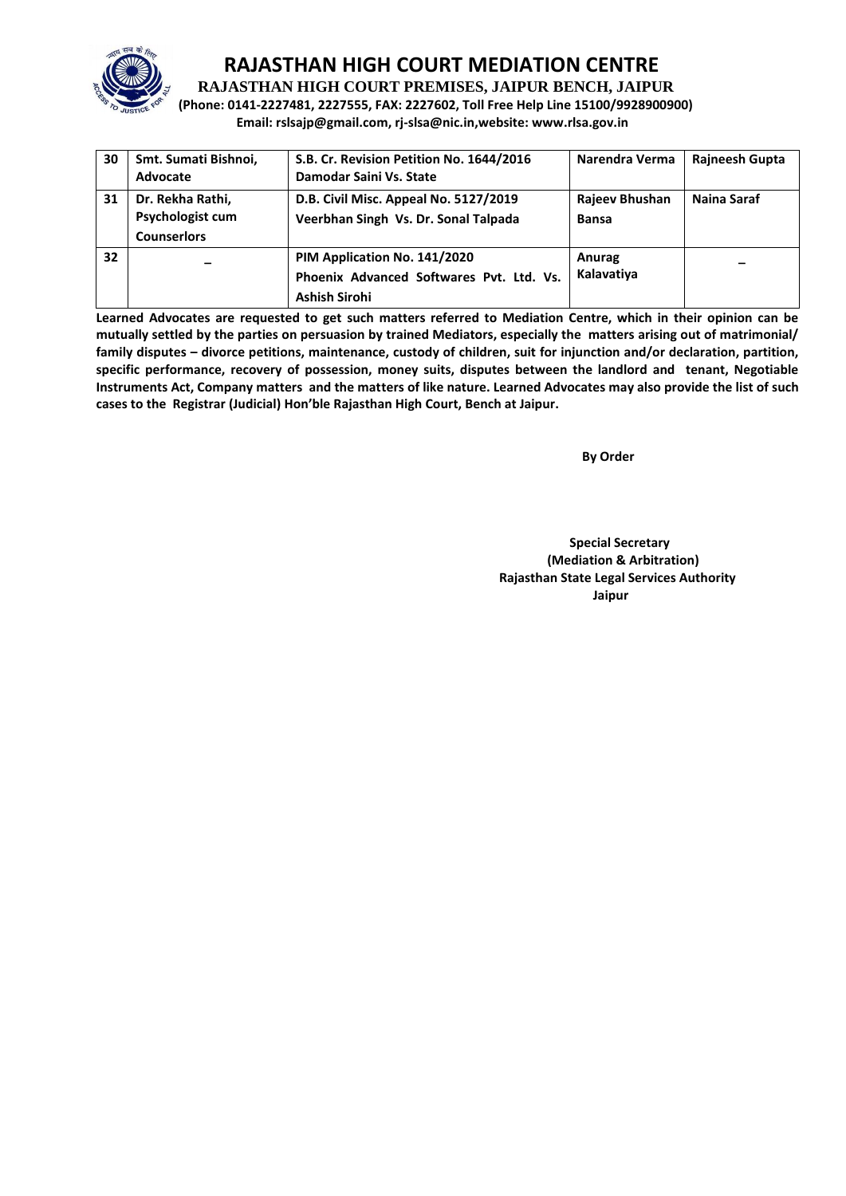# RAJASTHAN HIGH COURT MEDIATION CENTRE

**RAJASTHAN HIGH COURT PREMISES, JAIPUR BENCH, JAIPUR**

**(Phone: 0141-2227481, 2227555, FAX: 2227602, Toll Free Help Line 15100/9928900900)**

**Email: rslsajp@gmail.com, rj-slsa@nic.in,website: www.rlsa.gov.in**

| | | | | |
|---|---|---|---|---|
| **30** | **Smt. Sumati Bishnoi, Advocate** | **S.B. Cr. Revision Petition No. 1644/2016**<br>**Damodar Saini Vs. State** | **Narendra Verma** | **Rajneesh Gupta** |
| **31** | **Dr. Rekha Rathi, Psychologist cum Counserlors** | **D.B. Civil Misc. Appeal No. 5127/2019**<br>**Veerbhan Singh Vs. Dr. Sonal Talpada** | **Rajeev Bhushan Bansa** | **Naina Saraf** |
| **32** | **–** | **PIM Application No. 141/2020**<br>**Phoenix Advanced Softwares Pvt. Ltd. Vs. Ashish Sirohi** | **Anurag Kalavatiya** | **–** |

**Learned Advocates are requested to get such matters referred to Mediation Centre, which in their opinion can be mutually settled by the parties on persuasion by trained Mediators, especially the matters arising out of matrimonial/ family disputes – divorce petitions, maintenance, custody of children, suit for injunction and/or declaration, partition, specific performance, recovery of possession, money suits, disputes between the landlord and tenant, Negotiable Instruments Act, Company matters and the matters of like nature. Learned Advocates may also provide the list of such cases to the Registrar (Judicial) Hon'ble Rajasthan High Court, Bench at Jaipur.**

**By Order**

**Special Secretary**
**(Mediation & Arbitration)**
**Rajasthan State Legal Services Authority**
**Jaipur**